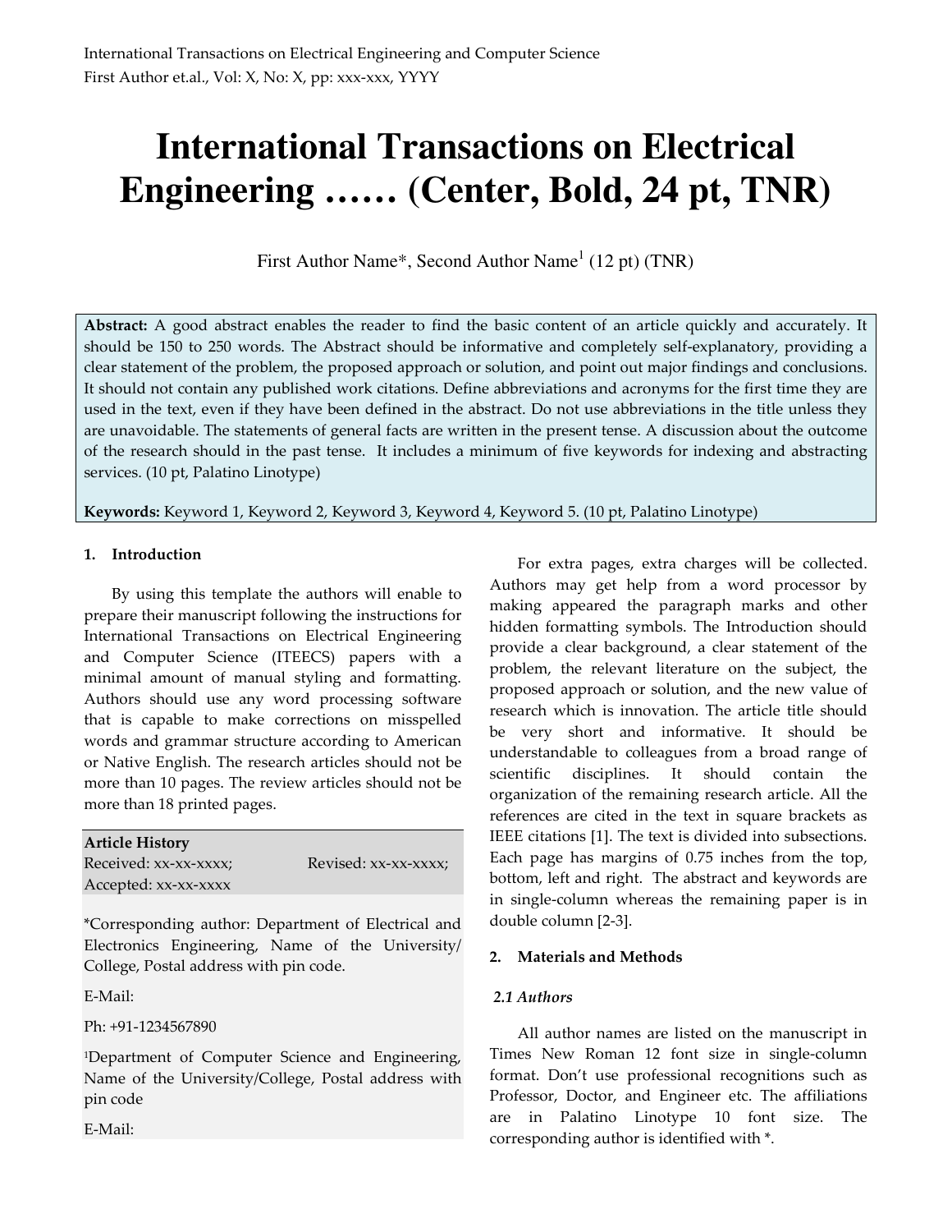# International Transactions on Electrical Engineering …… (Center, Bold, 24 pt, TNR)

First Author Name*, Second Author Name[1] (12 pt) (TNR)

**Abstract:** A good abstract enables the reader to find the basic content of an article quickly and accurately. It should be 150 to 250 words. The Abstract should be informative and completely self-explanatory, providing a clear statement of the problem, the proposed approach or solution, and point out major findings and conclusions. It should not contain any published work citations. Define abbreviations and acronyms for the first time they are used in the text, even if they have been defined in the abstract. Do not use abbreviations in the title unless they are unavoidable. The statements of general facts are written in the present tense. A discussion about the outcome of the research should in the past tense. It includes a minimum of five keywords for indexing and abstracting services. (10 pt, Palatino Linotype)

**Keywords:** Keyword 1, Keyword 2, Keyword 3, Keyword 4, Keyword 5. (10 pt, Palatino Linotype)

## 1. Introduction

By using this template the authors will enable to prepare their manuscript following the instructions for International Transactions on Electrical Engineering and Computer Science (ITEECS) papers with a minimal amount of manual styling and formatting. Authors should use any word processing software that is capable to make corrections on misspelled words and grammar structure according to American or Native English. The research articles should not be more than 10 pages. The review articles should not be more than 18 printed pages.

**Article History**
Received: xx-xx-xxxx; Revised: xx-xx-xxxx;
Accepted: xx-xx-xxxx

*Corresponding author: Department of Electrical and Electronics Engineering, Name of the University/ College, Postal address with pin code.

E-Mail:

Ph: +91-1234567890

[1]Department of Computer Science and Engineering, Name of the University/College, Postal address with pin code

E-Mail:

For extra pages, extra charges will be collected. Authors may get help from a word processor by making appeared the paragraph marks and other hidden formatting symbols. The Introduction should provide a clear background, a clear statement of the problem, the relevant literature on the subject, the proposed approach or solution, and the new value of research which is innovation. The article title should be very short and informative. It should be understandable to colleagues from a broad range of scientific disciplines. It should contain the organization of the remaining research article. All the references are cited in the text in square brackets as IEEE citations [1]. The text is divided into subsections. Each page has margins of 0.75 inches from the top, bottom, left and right. The abstract and keywords are in single-column whereas the remaining paper is in double column [2-3].

## 2. Materials and Methods

### *2.1 Authors*

All author names are listed on the manuscript in Times New Roman 12 font size in single-column format. Don't use professional recognitions such as Professor, Doctor, and Engineer etc. The affiliations are in Palatino Linotype 10 font size. The corresponding author is identified with *.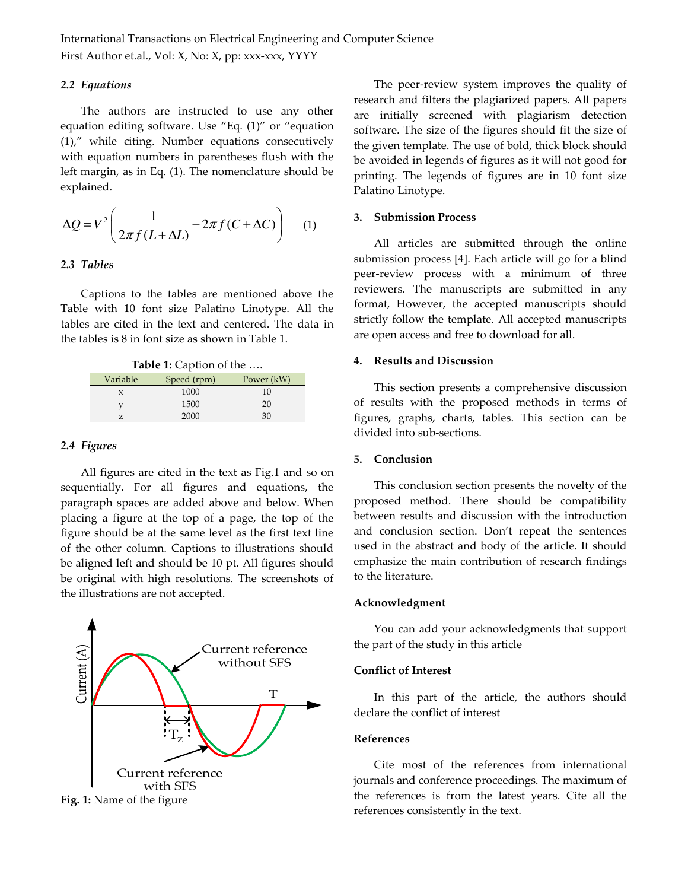### 2.2 Equations

The authors are instructed to use any other equation editing software. Use "Eq. (1)" or "equation (1)," while citing. Number equations consecutively with equation numbers in parentheses flush with the left margin, as in Eq. (1). The nomenclature should be explained.

$$\Delta Q = V^2 \left( \frac{1}{2\pi f (L + \Delta L)} - 2\pi f (C + \Delta C) \right) \qquad (1)$$

### 2.3 Tables

Captions to the tables are mentioned above the Table with 10 font size Palatino Linotype. All the tables are cited in the text and centered. The data in the tables is 8 in font size as shown in Table 1.

**Table 1:** Caption of the ….

| Variable | Speed (rpm) | Power (kW) |
|---|---|---|
| x | 1000 | 10 |
| y | 1500 | 20 |
| z | 2000 | 30 |

### 2.4 Figures

All figures are cited in the text as Fig.1 and so on sequentially. For all figures and equations, the paragraph spaces are added above and below. When placing a figure at the top of a page, the top of the figure should be at the same level as the first text line of the other column. Captions to illustrations should be aligned left and should be 10 pt. All figures should be original with high resolutions. The screenshots of the illustrations are not accepted.

**Fig. 1:** Name of the figure

The peer-review system improves the quality of research and filters the plagiarized papers. All papers are initially screened with plagiarism detection software. The size of the figures should fit the size of the given template. The use of bold, thick block should be avoided in legends of figures as it will not good for printing. The legends of figures are in 10 font size Palatino Linotype.

## 3. Submission Process

All articles are submitted through the online submission process [4]. Each article will go for a blind peer-review process with a minimum of three reviewers. The manuscripts are submitted in any format, However, the accepted manuscripts should strictly follow the template. All accepted manuscripts are open access and free to download for all.

## 4. Results and Discussion

This section presents a comprehensive discussion of results with the proposed methods in terms of figures, graphs, charts, tables. This section can be divided into sub-sections.

## 5. Conclusion

This conclusion section presents the novelty of the proposed method. There should be compatibility between results and discussion with the introduction and conclusion section. Don't repeat the sentences used in the abstract and body of the article. It should emphasize the main contribution of research findings to the literature.

## Acknowledgment

You can add your acknowledgments that support the part of the study in this article

## Conflict of Interest

In this part of the article, the authors should declare the conflict of interest

## References

Cite most of the references from international journals and conference proceedings. The maximum of the references is from the latest years. Cite all the references consistently in the text.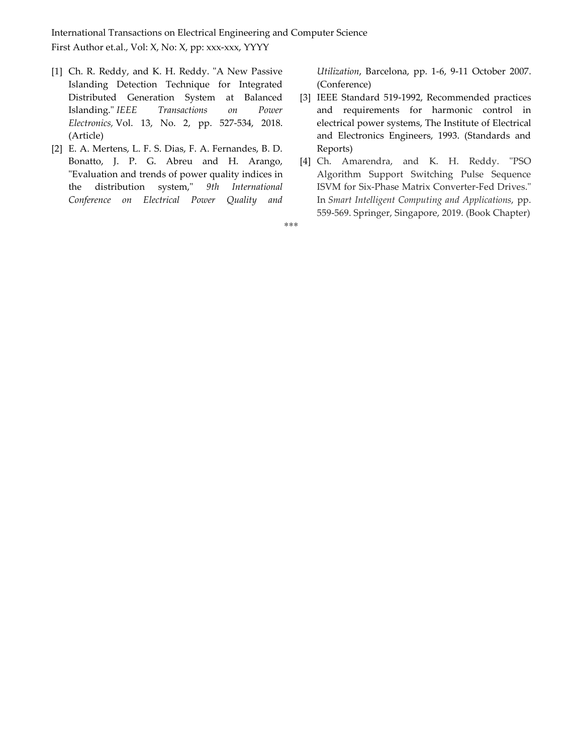[1] Ch. R. Reddy, and K. H. Reddy. "A New Passive Islanding Detection Technique for Integrated Distributed Generation System at Balanced Islanding." *IEEE Transactions on Power Electronics,* Vol. 13, No. 2, pp. 527-534, 2018. (Article)

[2] E. A. Mertens, L. F. S. Dias, F. A. Fernandes, B. D. Bonatto, J. P. G. Abreu and H. Arango, "Evaluation and trends of power quality indices in the distribution system," *9th International Conference on Electrical Power Quality and Utilization*, Barcelona, pp. 1-6, 9-11 October 2007. (Conference)

[3] IEEE Standard 519-1992, Recommended practices and requirements for harmonic control in electrical power systems, The Institute of Electrical and Electronics Engineers, 1993. (Standards and Reports)

[4] Ch. Amarendra, and K. H. Reddy. "PSO Algorithm Support Switching Pulse Sequence ISVM for Six-Phase Matrix Converter-Fed Drives." In *Smart Intelligent Computing and Applications*, pp. 559-569. Springer, Singapore, 2019. (Book Chapter)

***